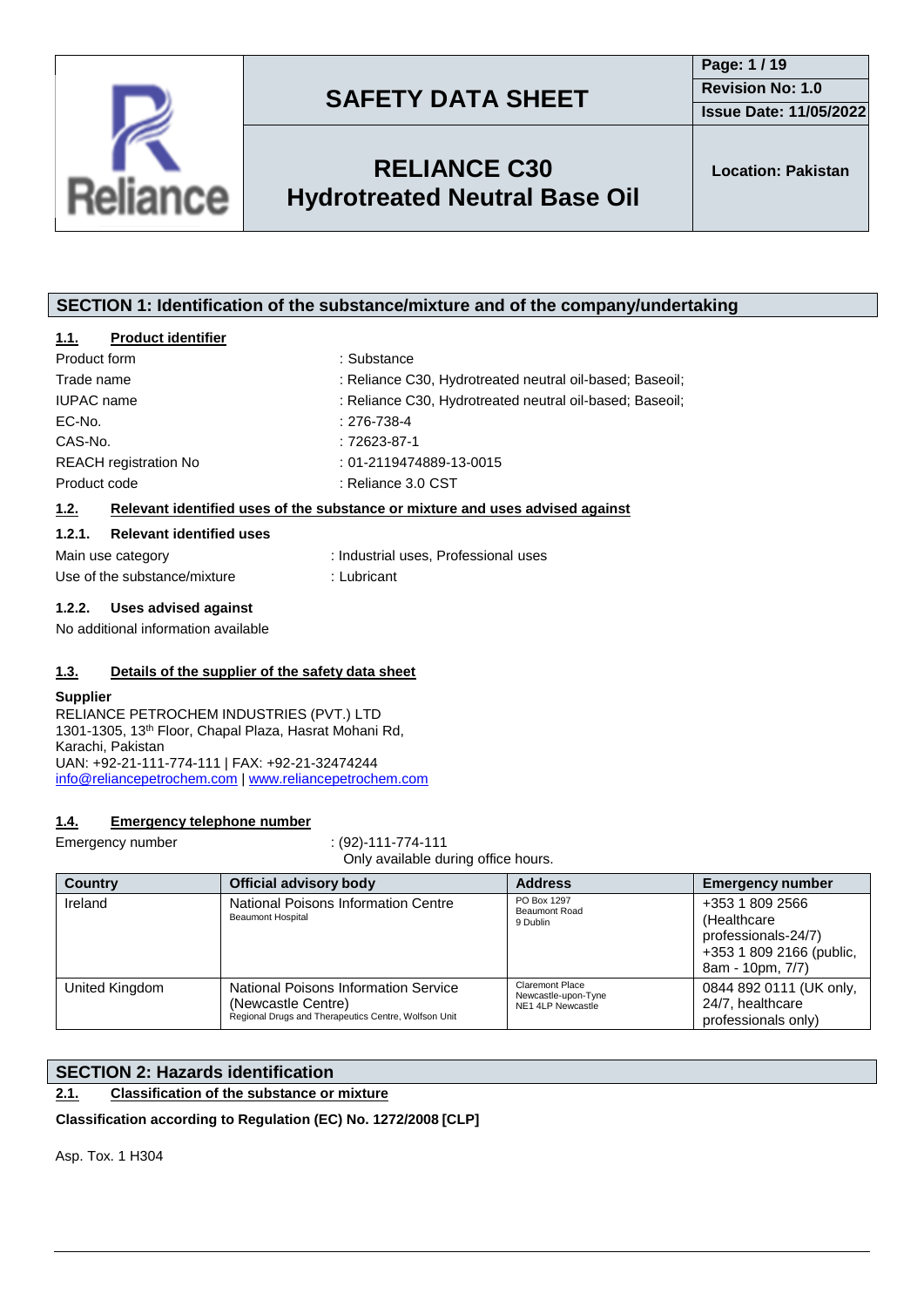# SAFETY DATA SHEET

**Revision No: 1.0**
**Issue Date: 11/05/2022**

## RELIANCE C30 Hydrotreated Neutral Base Oil

**Location: Pakistan**

## SECTION 1: Identification of the substance/mixture and of the company/undertaking

### 1.1. Product identifier

| | |
|---|---|
| Product form | : Substance |
| Trade name | : Reliance C30, Hydrotreated neutral oil-based; Baseoil; |
| IUPAC name | : Reliance C30, Hydrotreated neutral oil-based; Baseoil; |
| EC-No. | : 276-738-4 |
| CAS-No. | : 72623-87-1 |
| REACH registration No | : 01-2119474889-13-0015 |
| Product code | : Reliance 3.0 CST |

### 1.2. Relevant identified uses of the substance or mixture and uses advised against

#### 1.2.1. Relevant identified uses

| | |
|---|---|
| Main use category | : Industrial uses, Professional uses |
| Use of the substance/mixture | : Lubricant |

#### 1.2.2. Uses advised against

No additional information available

### 1.3. Details of the supplier of the safety data sheet

**Supplier**
RELIANCE PETROCHEM INDUSTRIES (PVT.) LTD
1301-1305, 13th Floor, Chapal Plaza, Hasrat Mohani Rd,
Karachi, Pakistan
UAN: +92-21-111-774-111 | FAX: +92-21-32474244
info@reliancepetrochem.com | www.reliancepetrochem.com

### 1.4. Emergency telephone number

Emergency number : (92)-111-774-111
Only available during office hours.

| Country | Official advisory body | Address | Emergency number |
|---|---|---|---|
| Ireland | National Poisons Information Centre<br>Beaumont Hospital | PO Box 1297<br>Beaumont Road<br>9 Dublin | +353 1 809 2566 (Healthcare professionals-24/7)<br>+353 1 809 2166 (public, 8am - 10pm, 7/7) |
| United Kingdom | National Poisons Information Service (Newcastle Centre)<br>Regional Drugs and Therapeutics Centre, Wolfson Unit | Claremont Place<br>Newcastle-upon-Tyne<br>NE1 4LP Newcastle | 0844 892 0111 (UK only, 24/7, healthcare professionals only) |

## SECTION 2: Hazards identification

### 2.1. Classification of the substance or mixture

**Classification according to Regulation (EC) No. 1272/2008 [CLP]**

Asp. Tox. 1 H304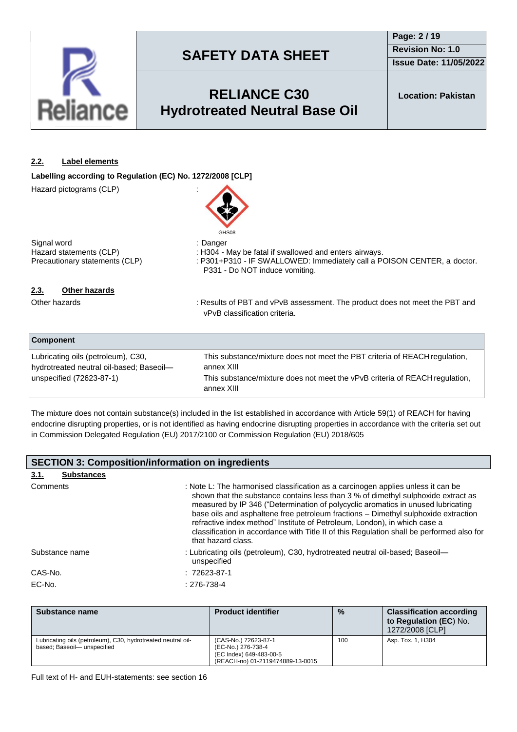### 2.2. Label elements

**Labelling according to Regulation (EC) No. 1272/2008 [CLP]**

Hazard pictograms (CLP) :

GHS08

Signal word : Danger

Hazard statements (CLP) : H304 - May be fatal if swallowed and enters airways.

Precautionary statements (CLP) : P301+P310 - IF SWALLOWED: Immediately call a POISON CENTER, a doctor.
P331 - Do NOT induce vomiting.

### 2.3. Other hazards

Other hazards : Results of PBT and vPvB assessment. The product does not meet the PBT and vPvB classification criteria.

| Component | |
|---|---|
| Lubricating oils (petroleum), C30, hydrotreated neutral oil-based; Baseoil—unspecified (72623-87-1) | This substance/mixture does not meet the PBT criteria of REACH regulation, annex XIII<br>This substance/mixture does not meet the vPvB criteria of REACH regulation, annex XIII |

The mixture does not contain substance(s) included in the list established in accordance with Article 59(1) of REACH for having endocrine disrupting properties, or is not identified as having endocrine disrupting properties in accordance with the criteria set out in Commission Delegated Regulation (EU) 2017/2100 or Commission Regulation (EU) 2018/605

## SECTION 3: Composition/information on ingredients

### 3.1. Substances

Comments : Note L: The harmonised classification as a carcinogen applies unless it can be shown that the substance contains less than 3 % of dimethyl sulphoxide extract as measured by IP 346 ("Determination of polycyclic aromatics in unused lubricating base oils and asphaltene free petroleum fractions – Dimethyl sulphoxide extraction refractive index method" Institute of Petroleum, London), in which case a classification in accordance with Title II of this Regulation shall be performed also for that hazard class.

Substance name : Lubricating oils (petroleum), C30, hydrotreated neutral oil-based; Baseoil—unspecified

CAS-No. : 72623-87-1

EC-No. : 276-738-4

| Substance name | Product identifier | % | Classification according to Regulation (EC) No. 1272/2008 [CLP] |
|---|---|---|---|
| Lubricating oils (petroleum), C30, hydrotreated neutral oil-based; Baseoil— unspecified | (CAS-No.) 72623-87-1<br>(EC-No.) 276-738-4<br>(EC Index) 649-483-00-5<br>(REACH-no) 01-2119474889-13-0015 | 100 | Asp. Tox. 1, H304 |

Full text of H- and EUH-statements: see section 16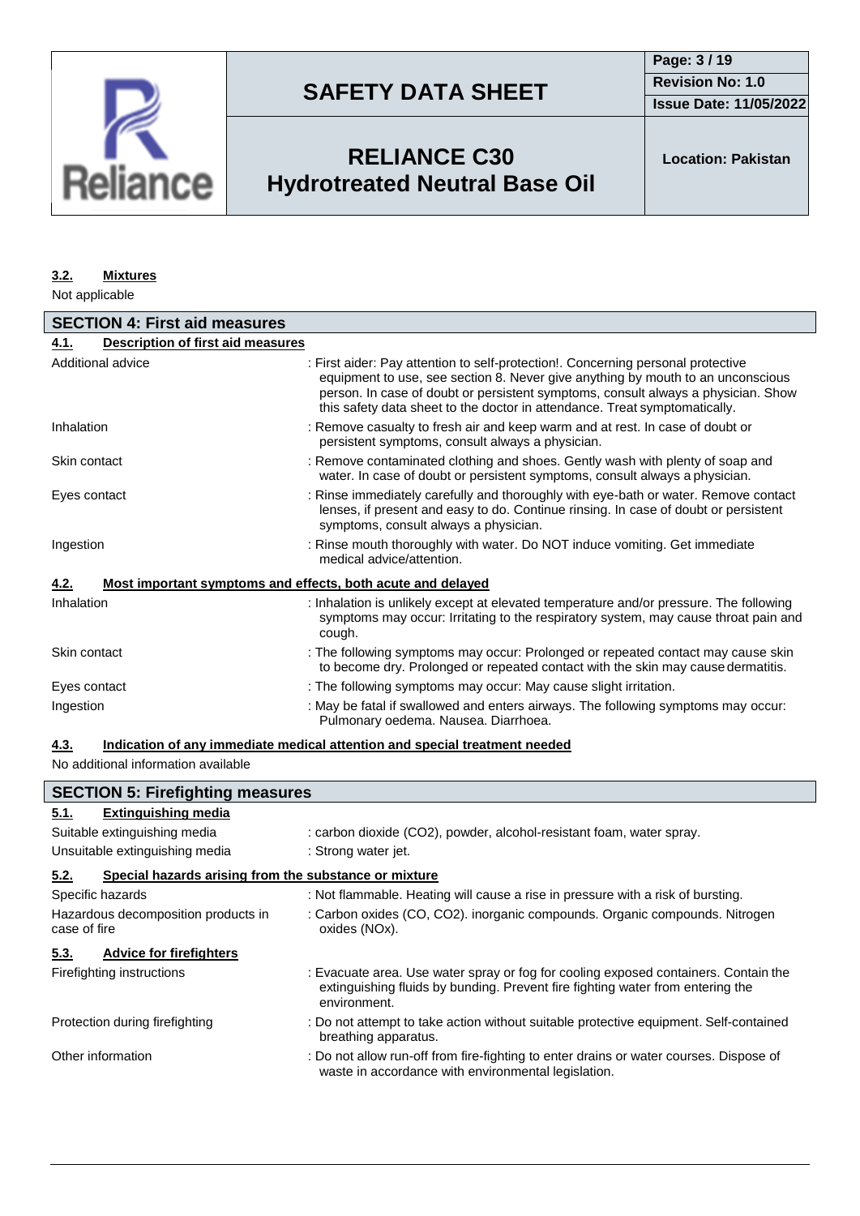### 3.2. Mixtures

Not applicable

## SECTION 4: First aid measures

### 4.1. Description of first aid measures

| | |
|---|---|
| Additional advice | : First aider: Pay attention to self-protection!. Concerning personal protective equipment to use, see section 8. Never give anything by mouth to an unconscious person. In case of doubt or persistent symptoms, consult always a physician. Show this safety data sheet to the doctor in attendance. Treat symptomatically. |
| Inhalation | : Remove casualty to fresh air and keep warm and at rest. In case of doubt or persistent symptoms, consult always a physician. |
| Skin contact | : Remove contaminated clothing and shoes. Gently wash with plenty of soap and water. In case of doubt or persistent symptoms, consult always a physician. |
| Eyes contact | : Rinse immediately carefully and thoroughly with eye-bath or water. Remove contact lenses, if present and easy to do. Continue rinsing. In case of doubt or persistent symptoms, consult always a physician. |
| Ingestion | : Rinse mouth thoroughly with water. Do NOT induce vomiting. Get immediate medical advice/attention. |

### 4.2. Most important symptoms and effects, both acute and delayed

| | |
|---|---|
| Inhalation | : Inhalation is unlikely except at elevated temperature and/or pressure. The following symptoms may occur: Irritating to the respiratory system, may cause throat pain and cough. |
| Skin contact | : The following symptoms may occur: Prolonged or repeated contact may cause skin to become dry. Prolonged or repeated contact with the skin may cause dermatitis. |
| Eyes contact | : The following symptoms may occur: May cause slight irritation. |
| Ingestion | : May be fatal if swallowed and enters airways. The following symptoms may occur: Pulmonary oedema. Nausea. Diarrhoea. |

### 4.3. Indication of any immediate medical attention and special treatment needed

No additional information available

## SECTION 5: Firefighting measures

### 5.1. Extinguishing media

| | |
|---|---|
| Suitable extinguishing media | : carbon dioxide ($CO_2$), powder, alcohol-resistant foam, water spray. |
| Unsuitable extinguishing media | : Strong water jet. |

### 5.2. Special hazards arising from the substance or mixture

| | |
|---|---|
| Specific hazards | : Not flammable. Heating will cause a rise in pressure with a risk of bursting. |
| Hazardous decomposition products in case of fire | : Carbon oxides (CO, $CO_2$). inorganic compounds. Organic compounds. Nitrogen oxides ($NO_x$). |

### 5.3. Advice for firefighters

| | |
|---|---|
| Firefighting instructions | : Evacuate area. Use water spray or fog for cooling exposed containers. Contain the extinguishing fluids by bunding. Prevent fire fighting water from entering the environment. |
| Protection during firefighting | : Do not attempt to take action without suitable protective equipment. Self-contained breathing apparatus. |
| Other information | : Do not allow run-off from fire-fighting to enter drains or water courses. Dispose of waste in accordance with environmental legislation. |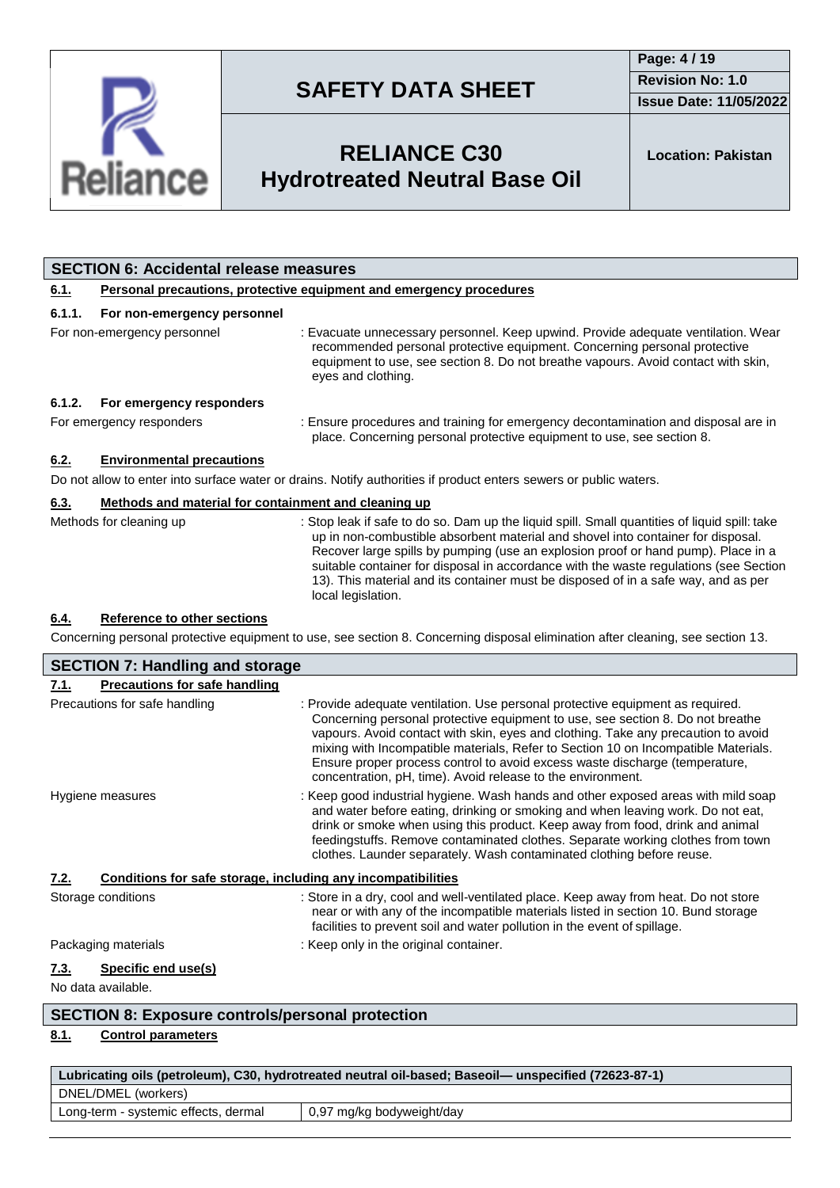## SECTION 6: Accidental release measures

### 6.1. Personal precautions, protective equipment and emergency procedures

#### 6.1.1. For non-emergency personnel

For non-emergency personnel : Evacuate unnecessary personnel. Keep upwind. Provide adequate ventilation. Wear recommended personal protective equipment. Concerning personal protective equipment to use, see section 8. Do not breathe vapours. Avoid contact with skin, eyes and clothing.

#### 6.1.2. For emergency responders

For emergency responders : Ensure procedures and training for emergency decontamination and disposal are in place. Concerning personal protective equipment to use, see section 8.

### 6.2. Environmental precautions

Do not allow to enter into surface water or drains. Notify authorities if product enters sewers or public waters.

### 6.3. Methods and material for containment and cleaning up

Methods for cleaning up : Stop leak if safe to do so. Dam up the liquid spill. Small quantities of liquid spill: take up in non-combustible absorbent material and shovel into container for disposal. Recover large spills by pumping (use an explosion proof or hand pump). Place in a suitable container for disposal in accordance with the waste regulations (see Section 13). This material and its container must be disposed of in a safe way, and as per local legislation.

### 6.4. Reference to other sections

Concerning personal protective equipment to use, see section 8. Concerning disposal elimination after cleaning, see section 13.

## SECTION 7: Handling and storage

### 7.1. Precautions for safe handling

Precautions for safe handling : Provide adequate ventilation. Use personal protective equipment as required. Concerning personal protective equipment to use, see section 8. Do not breathe vapours. Avoid contact with skin, eyes and clothing. Take any precaution to avoid mixing with Incompatible materials, Refer to Section 10 on Incompatible Materials. Ensure proper process control to avoid excess waste discharge (temperature, concentration, pH, time). Avoid release to the environment.

Hygiene measures : Keep good industrial hygiene. Wash hands and other exposed areas with mild soap and water before eating, drinking or smoking and when leaving work. Do not eat, drink or smoke when using this product. Keep away from food, drink and animal feedingstuffs. Remove contaminated clothes. Separate working clothes from town clothes. Launder separately. Wash contaminated clothing before reuse.

### 7.2. Conditions for safe storage, including any incompatibilities

Storage conditions : Store in a dry, cool and well-ventilated place. Keep away from heat. Do not store near or with any of the incompatible materials listed in section 10. Bund storage facilities to prevent soil and water pollution in the event of spillage.

Packaging materials : Keep only in the original container.

### 7.3. Specific end use(s)

No data available.

## SECTION 8: Exposure controls/personal protection

### 8.1. Control parameters

| Lubricating oils (petroleum), C30, hydrotreated neutral oil-based; Baseoil— unspecified (72623-87-1) | |
|---|---|
| DNEL/DMEL (workers) | |
| Long-term - systemic effects, dermal | 0,97 mg/kg bodyweight/day |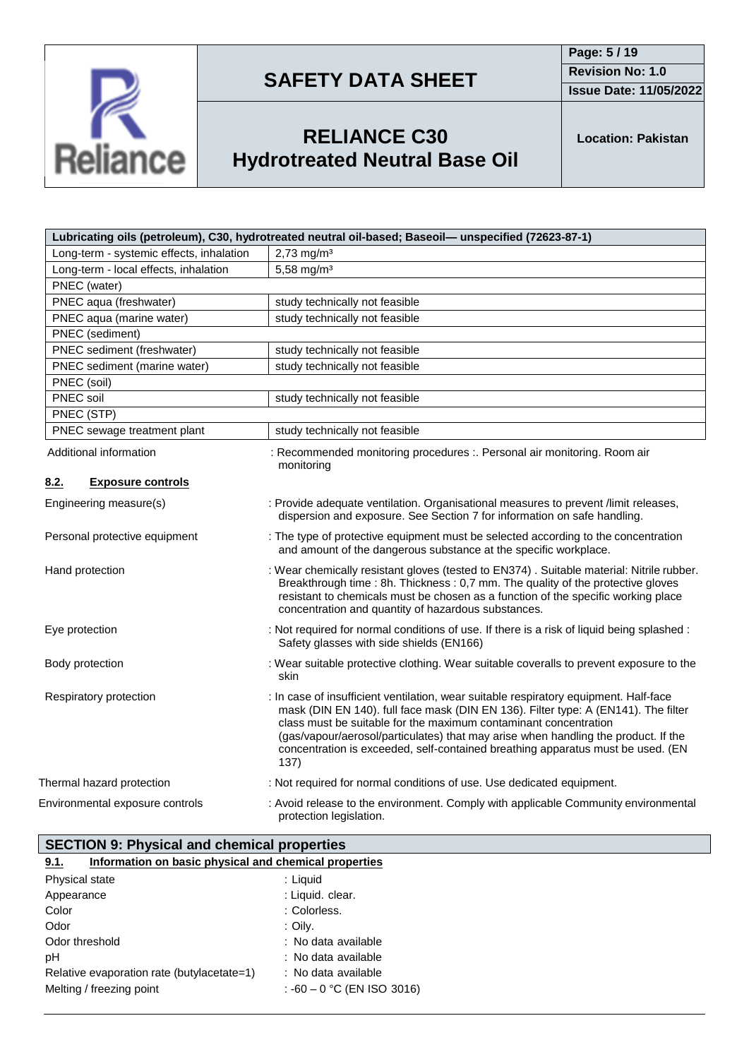| Lubricating oils (petroleum), C30, hydrotreated neutral oil-based; Baseoil— unspecified (72623-87-1) | |
|---|---|
| Long-term - systemic effects, inhalation | 2,73 mg/m³ |
| Long-term - local effects, inhalation | 5,58 mg/m³ |
| PNEC (water) | |
| PNEC aqua (freshwater) | study technically not feasible |
| PNEC aqua (marine water) | study technically not feasible |
| PNEC (sediment) | |
| PNEC sediment (freshwater) | study technically not feasible |
| PNEC sediment (marine water) | study technically not feasible |
| PNEC (soil) | |
| PNEC soil | study technically not feasible |
| PNEC (STP) | |
| PNEC sewage treatment plant | study technically not feasible |

Additional information : Recommended monitoring procedures :. Personal air monitoring. Room air monitoring

### 8.2. Exposure controls

Engineering measure(s) : Provide adequate ventilation. Organisational measures to prevent /limit releases, dispersion and exposure. See Section 7 for information on safe handling.

Personal protective equipment : The type of protective equipment must be selected according to the concentration and amount of the dangerous substance at the specific workplace.

Hand protection : Wear chemically resistant gloves (tested to EN374) . Suitable material: Nitrile rubber. Breakthrough time : 8h. Thickness : 0,7 mm. The quality of the protective gloves resistant to chemicals must be chosen as a function of the specific working place concentration and quantity of hazardous substances.

Eye protection : Not required for normal conditions of use. If there is a risk of liquid being splashed : Safety glasses with side shields (EN166)

Body protection : Wear suitable protective clothing. Wear suitable coveralls to prevent exposure to the skin

Respiratory protection : In case of insufficient ventilation, wear suitable respiratory equipment. Half-face mask (DIN EN 140). full face mask (DIN EN 136). Filter type: A (EN141). The filter class must be suitable for the maximum contaminant concentration (gas/vapour/aerosol/particulates) that may arise when handling the product. If the concentration is exceeded, self-contained breathing apparatus must be used. (EN 137)

Thermal hazard protection : Not required for normal conditions of use. Use dedicated equipment.

Environmental exposure controls : Avoid release to the environment. Comply with applicable Community environmental protection legislation.

## SECTION 9: Physical and chemical properties

### 9.1. Information on basic physical and chemical properties

Physical state : Liquid

Appearance : Liquid. clear.

Color : Colorless.

Odor : Oily.

Odor threshold : No data available

pH : No data available

Relative evaporation rate (butylacetate=1) : No data available

Melting / freezing point : -60 – 0 °C (EN ISO 3016)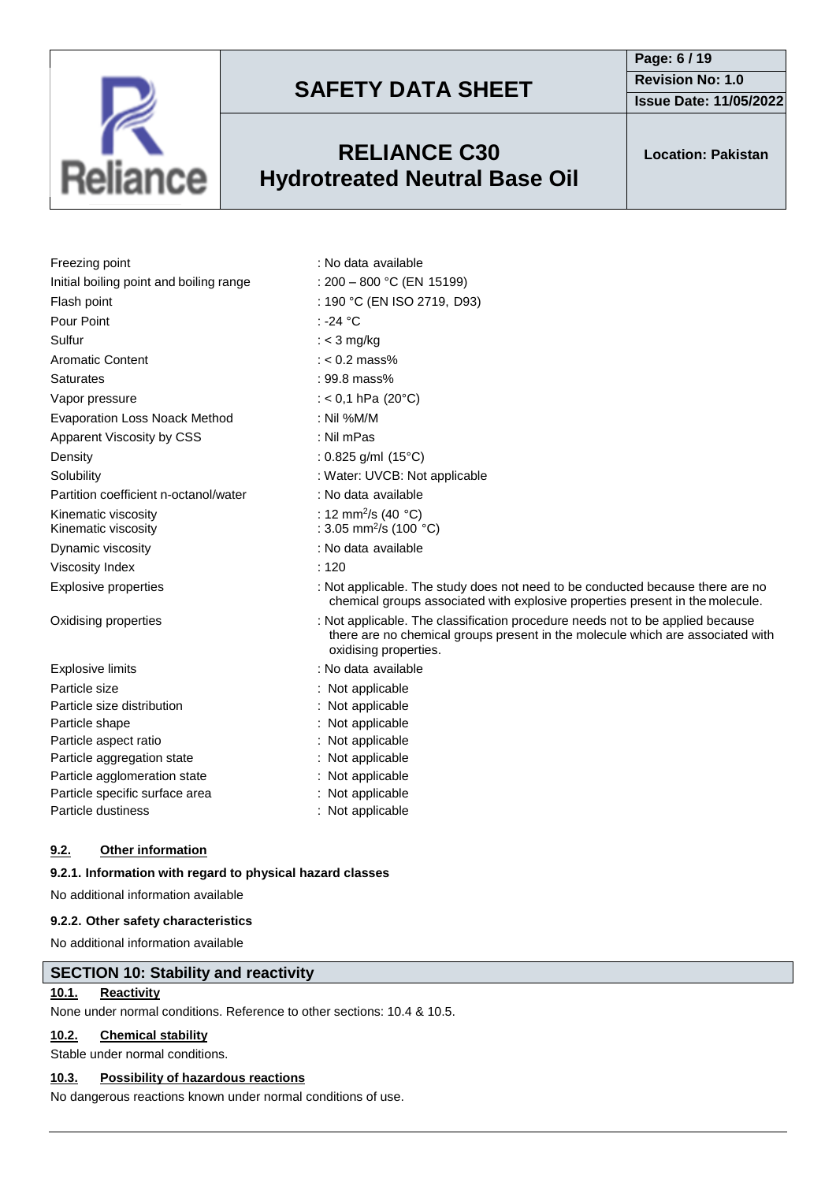| | |
|---|---|
| Freezing point | : No data available |
| Initial boiling point and boiling range | : 200 – 800 °C (EN 15199) |
| Flash point | : 190 °C (EN ISO 2719, D93) |
| Pour Point | : -24 °C |
| Sulfur | : < 3 mg/kg |
| Aromatic Content | : < 0.2 mass% |
| Saturates | : 99.8 mass% |
| Vapor pressure | : < 0,1 hPa (20°C) |
| Evaporation Loss Noack Method | : Nil %M/M |
| Apparent Viscosity by CSS | : Nil mPas |
| Density | : 0.825 g/ml (15°C) |
| Solubility | : Water: UVCB: Not applicable |
| Partition coefficient n-octanol/water | : No data available |
| Kinematic viscosity | : 12 $mm^2/s$ (40 °C) |
| Kinematic viscosity | : 3.05 $mm^2/s$ (100 °C) |
| Dynamic viscosity | : No data available |
| Viscosity Index | : 120 |
| Explosive properties | : Not applicable. The study does not need to be conducted because there are no chemical groups associated with explosive properties present in the molecule. |
| Oxidising properties | : Not applicable. The classification procedure needs not to be applied because there are no chemical groups present in the molecule which are associated with oxidising properties. |
| Explosive limits | : No data available |
| Particle size | : Not applicable |
| Particle size distribution | : Not applicable |
| Particle shape | : Not applicable |
| Particle aspect ratio | : Not applicable |
| Particle aggregation state | : Not applicable |
| Particle agglomeration state | : Not applicable |
| Particle specific surface area | : Not applicable |
| Particle dustiness | : Not applicable |

### 9.2. Other information

**9.2.1. Information with regard to physical hazard classes**

No additional information available

**9.2.2. Other safety characteristics**

No additional information available

## SECTION 10: Stability and reactivity

### 10.1. Reactivity

None under normal conditions. Reference to other sections: 10.4 & 10.5.

### 10.2. Chemical stability

Stable under normal conditions.

### 10.3. Possibility of hazardous reactions

No dangerous reactions known under normal conditions of use.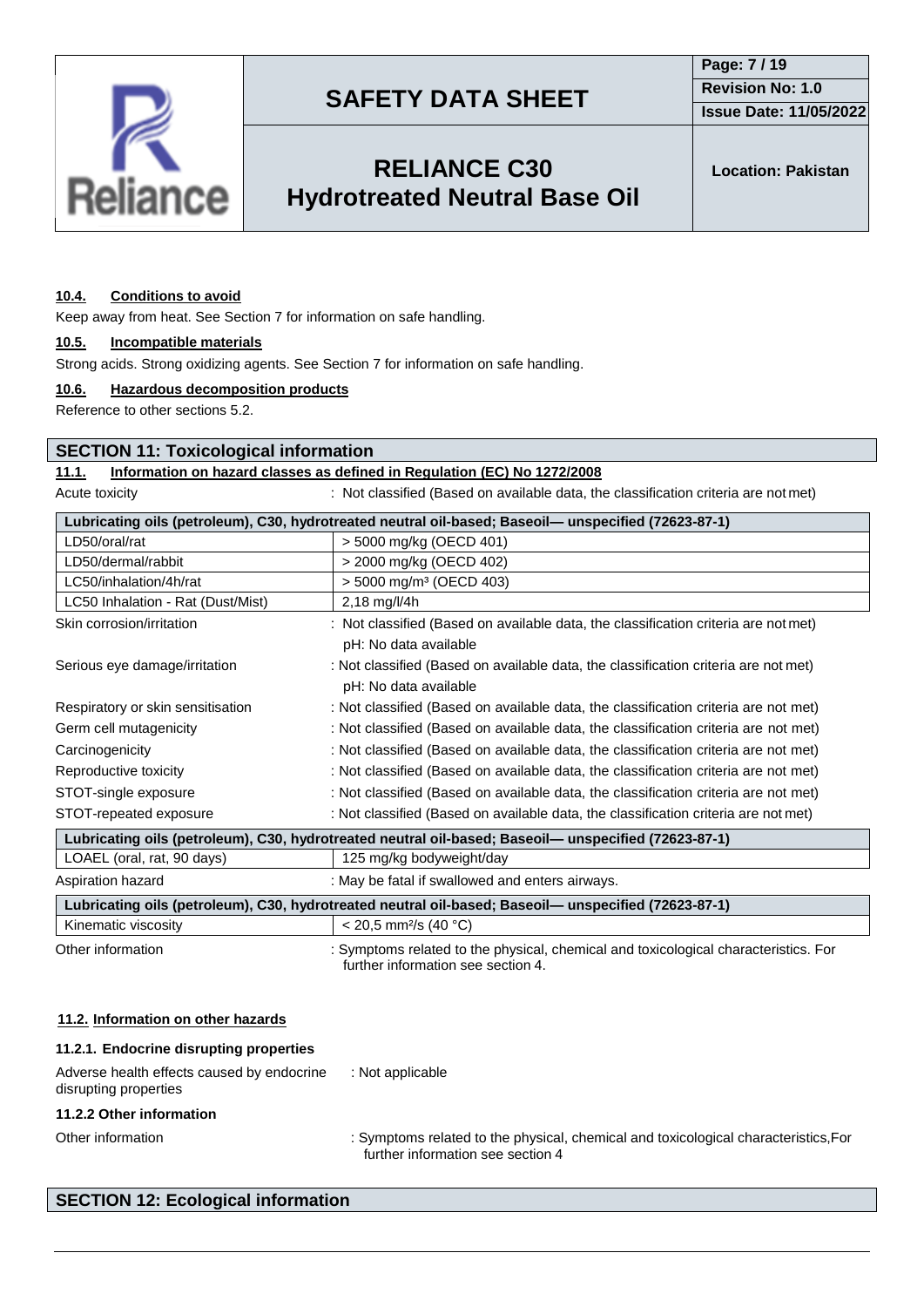#### 10.4. Conditions to avoid

Keep away from heat. See Section 7 for information on safe handling.

#### 10.5. Incompatible materials

Strong acids. Strong oxidizing agents. See Section 7 for information on safe handling.

#### 10.6. Hazardous decomposition products

Reference to other sections 5.2.

## SECTION 11: Toxicological information

### 11.1. Information on hazard classes as defined in Regulation (EC) No 1272/2008

Acute toxicity : Not classified (Based on available data, the classification criteria are not met)

| Lubricating oils (petroleum), C30, hydrotreated neutral oil-based; Baseoil— unspecified (72623-87-1) | |
|---|---|
| LD50/oral/rat | > 5000 mg/kg (OECD 401) |
| LD50/dermal/rabbit | > 2000 mg/kg (OECD 402) |
| LC50/inhalation/4h/rat | > 5000 mg/m³ (OECD 403) |
| LC50 Inhalation - Rat (Dust/Mist) | 2,18 mg/l/4h |

Skin corrosion/irritation : Not classified (Based on available data, the classification criteria are not met)
pH: No data available

Serious eye damage/irritation : Not classified (Based on available data, the classification criteria are not met)
pH: No data available

Respiratory or skin sensitisation : Not classified (Based on available data, the classification criteria are not met)

Germ cell mutagenicity : Not classified (Based on available data, the classification criteria are not met)

Carcinogenicity : Not classified (Based on available data, the classification criteria are not met)

Reproductive toxicity : Not classified (Based on available data, the classification criteria are not met)

STOT-single exposure : Not classified (Based on available data, the classification criteria are not met)

STOT-repeated exposure : Not classified (Based on available data, the classification criteria are not met)

| Lubricating oils (petroleum), C30, hydrotreated neutral oil-based; Baseoil— unspecified (72623-87-1) | |
|---|---|
| LOAEL (oral, rat, 90 days) | 125 mg/kg bodyweight/day |

Aspiration hazard : May be fatal if swallowed and enters airways.

| Lubricating oils (petroleum), C30, hydrotreated neutral oil-based; Baseoil— unspecified (72623-87-1) | |
|---|---|
| Kinematic viscosity | < 20,5 mm²/s (40 °C) |

Other information : Symptoms related to the physical, chemical and toxicological characteristics. For further information see section 4.

### 11.2. Information on other hazards

#### 11.2.1. Endocrine disrupting properties

Adverse health effects caused by endocrine disrupting properties : Not applicable

#### 11.2.2 Other information

Other information : Symptoms related to the physical, chemical and toxicological characteristics,For further information see section 4

## SECTION 12: Ecological information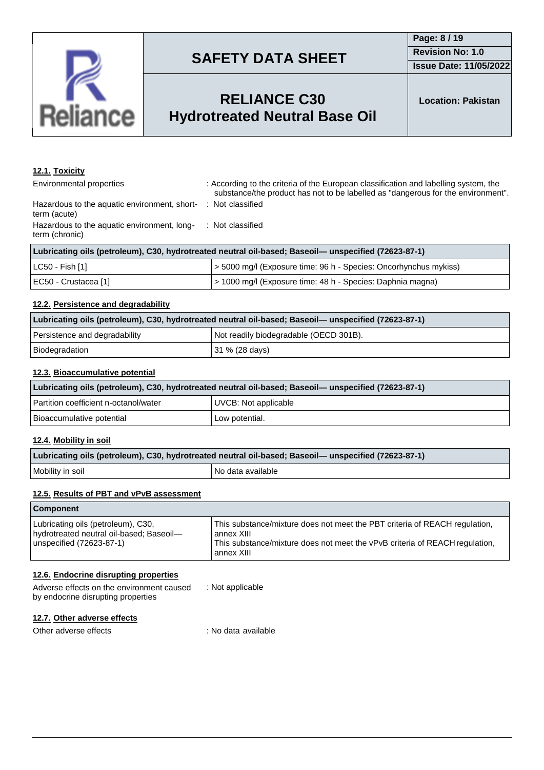### 12.1. Toxicity

Environmental properties : According to the criteria of the European classification and labelling system, the substance/the product has not to be labelled as "dangerous for the environment".

Hazardous to the aquatic environment, short-term (acute) : Not classified

Hazardous to the aquatic environment, long-term (chronic) : Not classified

| Lubricating oils (petroleum), C30, hydrotreated neutral oil-based; Baseoil— unspecified (72623-87-1) | |
|---|---|
| LC50 - Fish [1] | > 5000 mg/l (Exposure time: 96 h - Species: Oncorhynchus mykiss) |
| EC50 - Crustacea [1] | > 1000 mg/l (Exposure time: 48 h - Species: Daphnia magna) |

### 12.2. Persistence and degradability

| Lubricating oils (petroleum), C30, hydrotreated neutral oil-based; Baseoil— unspecified (72623-87-1) | |
|---|---|
| Persistence and degradability | Not readily biodegradable (OECD 301B). |
| Biodegradation | 31 % (28 days) |

### 12.3. Bioaccumulative potential

| Lubricating oils (petroleum), C30, hydrotreated neutral oil-based; Baseoil— unspecified (72623-87-1) | |
|---|---|
| Partition coefficient n-octanol/water | UVCB: Not applicable |
| Bioaccumulative potential | Low potential. |

### 12.4. Mobility in soil

| Lubricating oils (petroleum), C30, hydrotreated neutral oil-based; Baseoil— unspecified (72623-87-1) | |
|---|---|
| Mobility in soil | No data available |

### 12.5. Results of PBT and vPvB assessment

| Component | |
|---|---|
| Lubricating oils (petroleum), C30, hydrotreated neutral oil-based; Baseoil— unspecified (72623-87-1) | This substance/mixture does not meet the PBT criteria of REACH regulation, annex XIII<br>This substance/mixture does not meet the vPvB criteria of REACH regulation, annex XIII |

### 12.6. Endocrine disrupting properties

Adverse effects on the environment caused by endocrine disrupting properties : Not applicable

### 12.7. Other adverse effects

Other adverse effects : No data available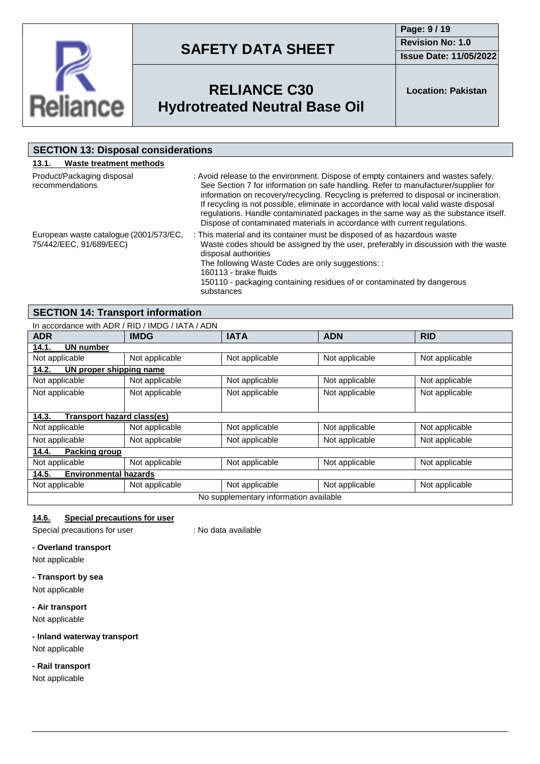## SECTION 13: Disposal considerations

### 13.1. Waste treatment methods

| | |
|---|---|
| Product/Packaging disposal recommendations | : Avoid release to the environment. Dispose of empty containers and wastes safely. See Section 7 for information on safe handling. Refer to manufacturer/supplier for information on recovery/recycling. Recycling is preferred to disposal or incineration. If recycling is not possible, eliminate in accordance with local valid waste disposal regulations. Handle contaminated packages in the same way as the substance itself. Dispose of contaminated materials in accordance with current regulations. |
| European waste catalogue (2001/573/EC, 75/442/EEC, 91/689/EEC) | : This material and its container must be disposed of as hazardous waste Waste codes should be assigned by the user, preferably in discussion with the waste disposal authorities<br>The following Waste Codes are only suggestions: :<br>160113 - brake fluids<br>150110 - packaging containing residues of or contaminated by dangerous substances |

## SECTION 14: Transport information

In accordance with ADR / RID / IMDG / IATA / ADN

| ADR | IMDG | IATA | ADN | RID |
|---|---|---|---|---|
| **14.1. UN number** | | | | |
| Not applicable | Not applicable | Not applicable | Not applicable | Not applicable |
| **14.2. UN proper shipping name** | | | | |
| Not applicable | Not applicable | Not applicable | Not applicable | Not applicable |
| Not applicable | Not applicable | Not applicable | Not applicable | Not applicable |
| **14.3. Transport hazard class(es)** | | | | |
| Not applicable | Not applicable | Not applicable | Not applicable | Not applicable |
| Not applicable | Not applicable | Not applicable | Not applicable | Not applicable |
| **14.4. Packing group** | | | | |
| Not applicable | Not applicable | Not applicable | Not applicable | Not applicable |
| **14.5. Environmental hazards** | | | | |
| Not applicable | Not applicable | Not applicable | Not applicable | Not applicable |
| No supplementary information available | | | | |

### 14.6. Special precautions for user

Special precautions for user : No data available

**- Overland transport**

Not applicable

**- Transport by sea**

Not applicable

**- Air transport**

Not applicable

**- Inland waterway transport**

Not applicable

**- Rail transport**

Not applicable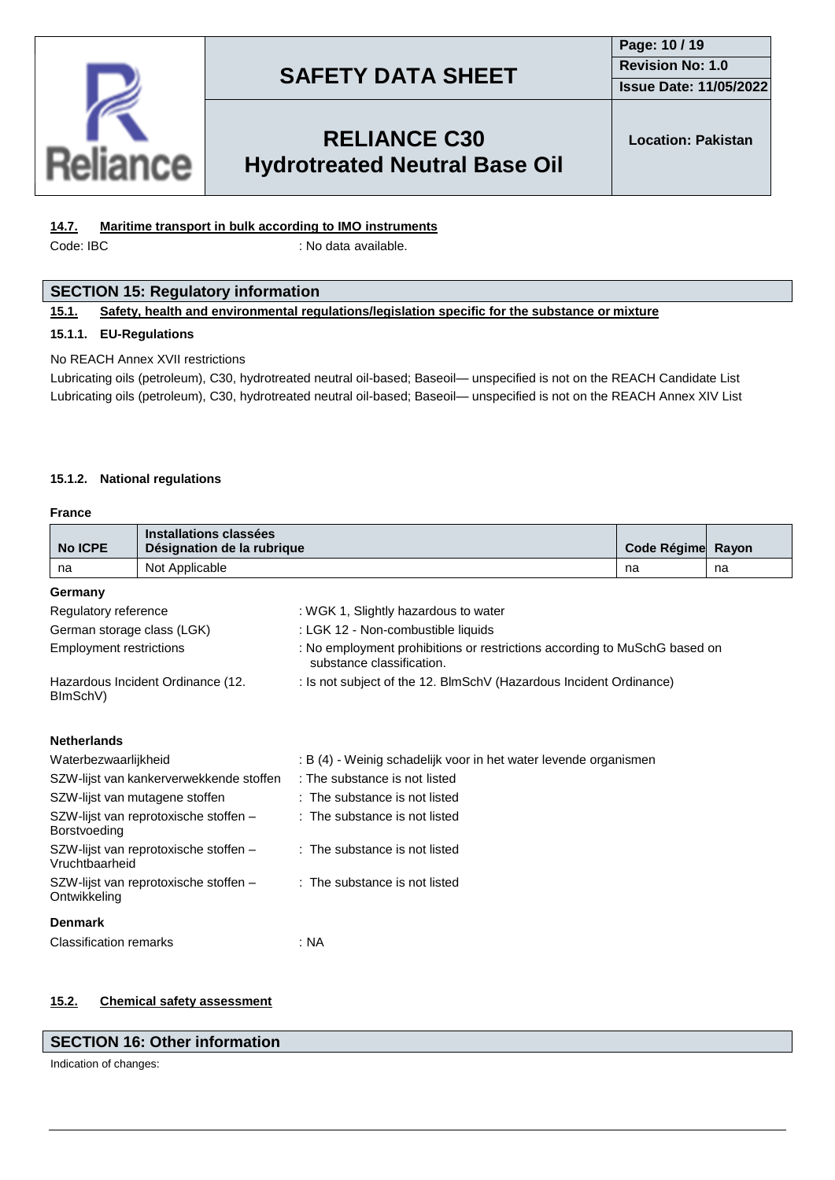### 14.7. Maritime transport in bulk according to IMO instruments

Code: IBC : No data available.

## SECTION 15: Regulatory information

### 15.1. Safety, health and environmental regulations/legislation specific for the substance or mixture

#### 15.1.1. EU-Regulations

No REACH Annex XVII restrictions

Lubricating oils (petroleum), C30, hydrotreated neutral oil-based; Baseoil— unspecified is not on the REACH Candidate List

Lubricating oils (petroleum), C30, hydrotreated neutral oil-based; Baseoil— unspecified is not on the REACH Annex XIV List

#### 15.1.2. National regulations

**France**

| No ICPE | Installations classées Désignation de la rubrique | Code Régime | Rayon |
|---|---|---|---|
| na | Not Applicable | na | na |

**Germany**

| | |
|---|---|
| Regulatory reference | : WGK 1, Slightly hazardous to water |
| German storage class (LGK) | : LGK 12 - Non-combustible liquids |
| Employment restrictions | : No employment prohibitions or restrictions according to MuSchG based on substance classification. |
| Hazardous Incident Ordinance (12. BImSchV) | : Is not subject of the 12. BlmSchV (Hazardous Incident Ordinance) |

**Netherlands**

| | |
|---|---|
| Waterbezwaarlijkheid | : B (4) - Weinig schadelijk voor in het water levende organismen |
| SZW-lijst van kankerverwekkende stoffen | : The substance is not listed |
| SZW-lijst van mutagene stoffen | : The substance is not listed |
| SZW-lijst van reprotoxische stoffen – Borstvoeding | : The substance is not listed |
| SZW-lijst van reprotoxische stoffen – Vruchtbaarheid | : The substance is not listed |
| SZW-lijst van reprotoxische stoffen – Ontwikkeling | : The substance is not listed |

**Denmark**

| | |
|---|---|
| Classification remarks | : NA |

### 15.2. Chemical safety assessment

## SECTION 16: Other information

Indication of changes: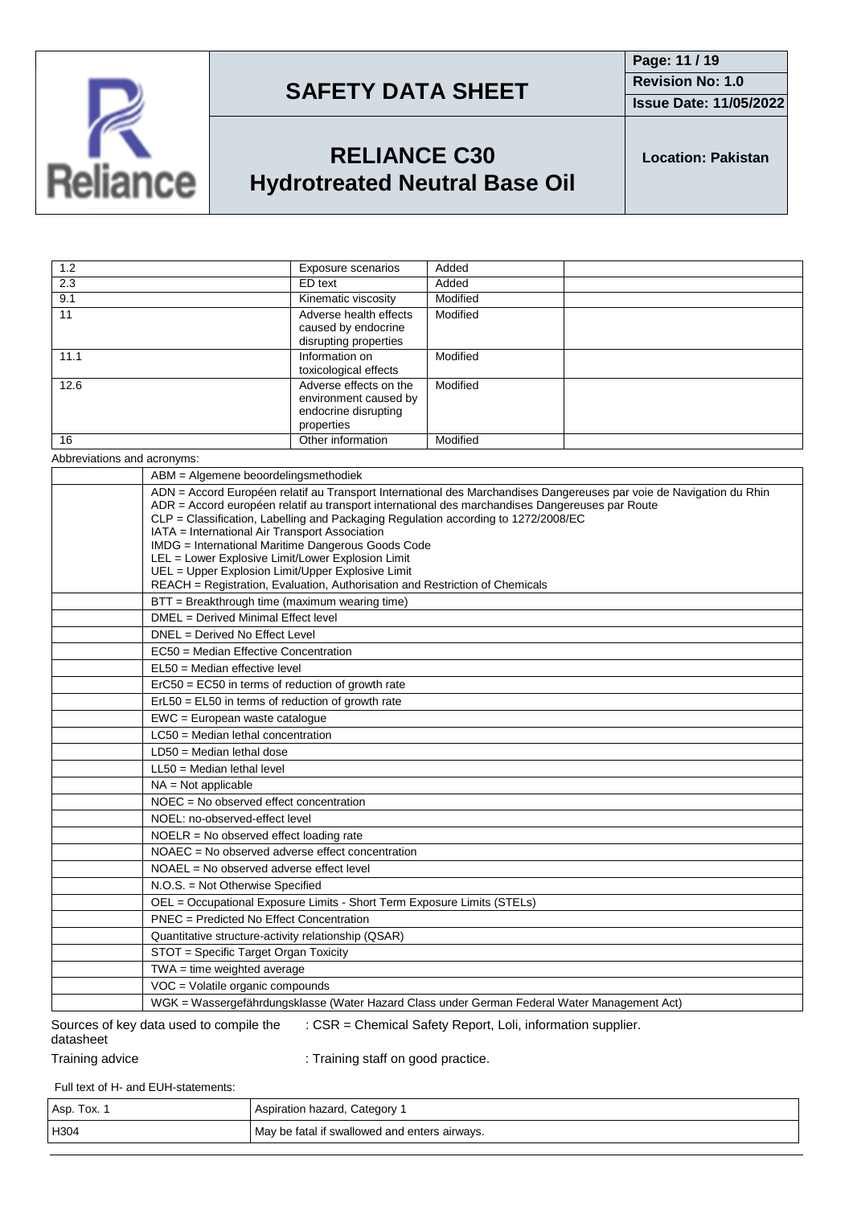| | | | |
|---|---|---|---|
| 1.2 | Exposure scenarios | Added | |
| 2.3 | ED text | Added | |
| 9.1 | Kinematic viscosity | Modified | |
| 11 | Adverse health effects caused by endocrine disrupting properties | Modified | |
| 11.1 | Information on toxicological effects | Modified | |
| 12.6 | Adverse effects on the environment caused by endocrine disrupting properties | Modified | |
| 16 | Other information | Modified | |

Abbreviations and acronyms:

| | |
|---|---|
| | ABM = Algemene beoordelingsmethodiek |
| | ADN = Accord Européen relatif au Transport International des Marchandises Dangereuses par voie de Navigation du Rhin<br>ADR = Accord européen relatif au transport international des marchandises Dangereuses par Route<br>CLP = Classification, Labelling and Packaging Regulation according to 1272/2008/EC<br>IATA = International Air Transport Association<br>IMDG = International Maritime Dangerous Goods Code<br>LEL = Lower Explosive Limit/Lower Explosion Limit<br>UEL = Upper Explosion Limit/Upper Explosive Limit<br>REACH = Registration, Evaluation, Authorisation and Restriction of Chemicals |
| | BTT = Breakthrough time (maximum wearing time) |
| | DMEL = Derived Minimal Effect level |
| | DNEL = Derived No Effect Level |
| | EC50 = Median Effective Concentration |
| | EL50 = Median effective level |
| | ErC50 = EC50 in terms of reduction of growth rate |
| | ErL50 = EL50 in terms of reduction of growth rate |
| | EWC = European waste catalogue |
| | LC50 = Median lethal concentration |
| | LD50 = Median lethal dose |
| | LL50 = Median lethal level |
| | NA = Not applicable |
| | NOEC = No observed effect concentration |
| | NOEL: no-observed-effect level |
| | NOELR = No observed effect loading rate |
| | NOAEC = No observed adverse effect concentration |
| | NOAEL = No observed adverse effect level |
| | N.O.S. = Not Otherwise Specified |
| | OEL = Occupational Exposure Limits - Short Term Exposure Limits (STELs) |
| | PNEC = Predicted No Effect Concentration |
| | Quantitative structure-activity relationship (QSAR) |
| | STOT = Specific Target Organ Toxicity |
| | TWA = time weighted average |
| | VOC = Volatile organic compounds |
| | WGK = Wassergefährdungsklasse (Water Hazard Class under German Federal Water Management Act) |

Sources of key data used to compile the datasheet : CSR = Chemical Safety Report, Loli, information supplier.

Training advice : Training staff on good practice.

Full text of H- and EUH-statements:

| | |
|---|---|
| Asp. Tox. 1 | Aspiration hazard, Category 1 |
| H304 | May be fatal if swallowed and enters airways. |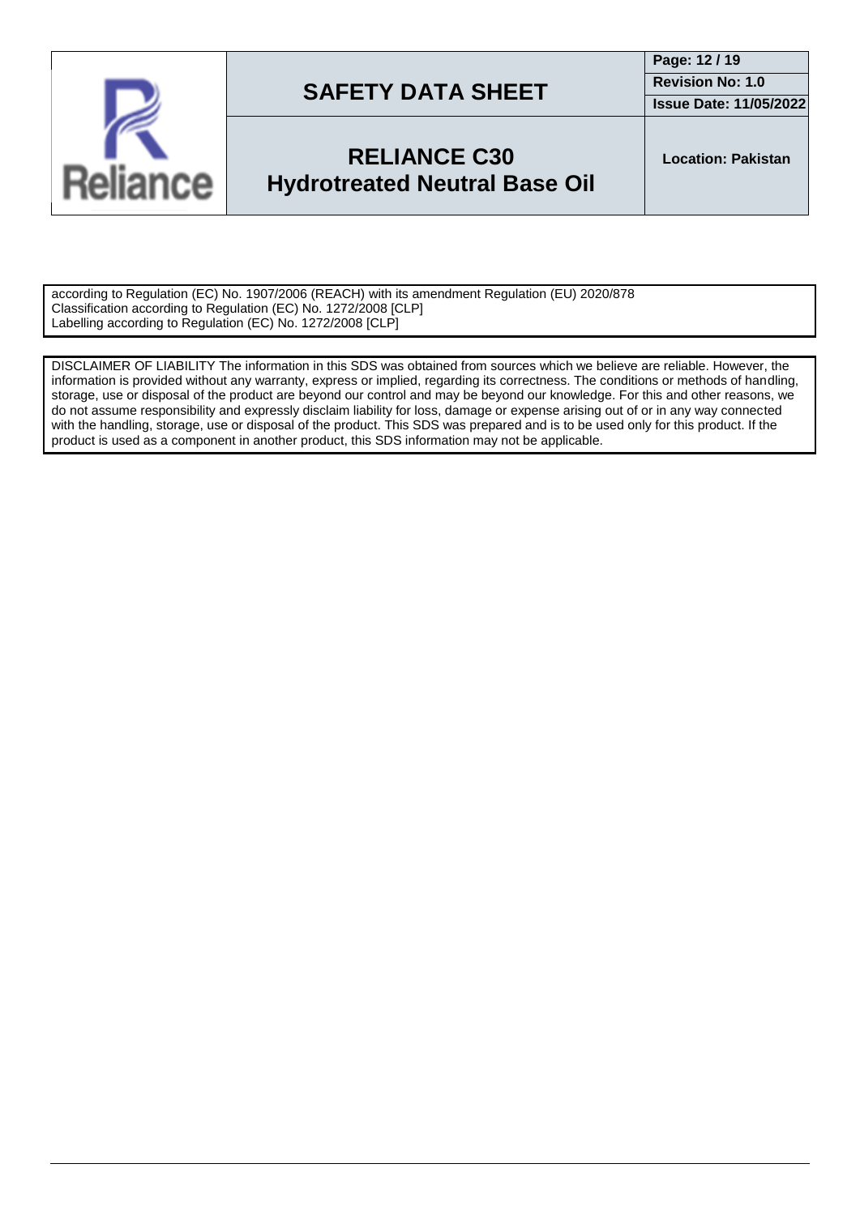according to Regulation (EC) No. 1907/2006 (REACH) with its amendment Regulation (EU) 2020/878
Classification according to Regulation (EC) No. 1272/2008 [CLP]
Labelling according to Regulation (EC) No. 1272/2008 [CLP]

DISCLAIMER OF LIABILITY The information in this SDS was obtained from sources which we believe are reliable. However, the information is provided without any warranty, express or implied, regarding its correctness. The conditions or methods of handling, storage, use or disposal of the product are beyond our control and may be beyond our knowledge. For this and other reasons, we do not assume responsibility and expressly disclaim liability for loss, damage or expense arising out of or in any way connected with the handling, storage, use or disposal of the product. This SDS was prepared and is to be used only for this product. If the product is used as a component in another product, this SDS information may not be applicable.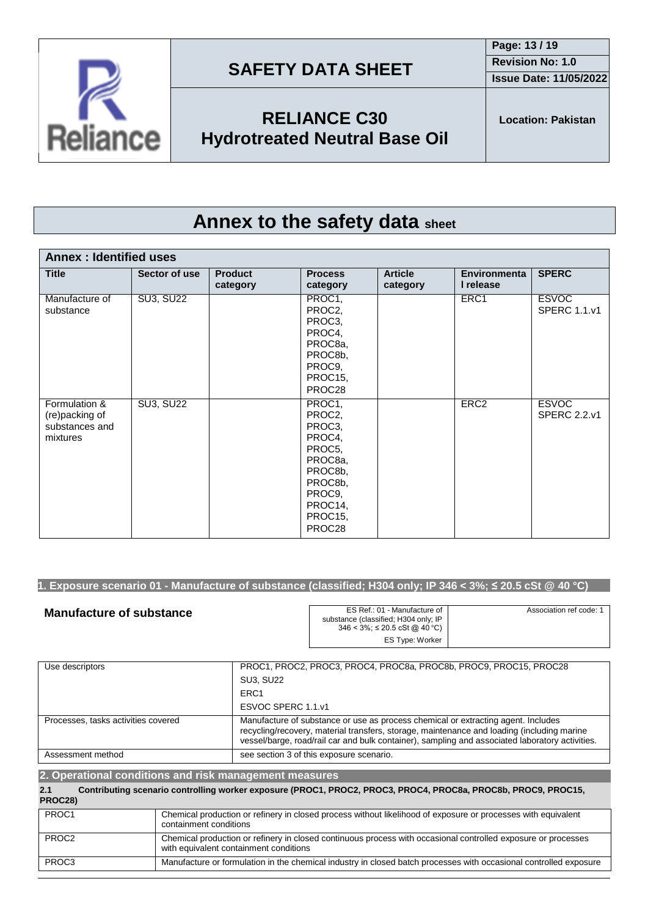# Annex to the safety data sheet

| Annex : Identified uses | | | | | | |
|---|---|---|---|---|---|---|
| **Title** | **Sector of use** | **Product category** | **Process category** | **Article category** | **Environmental release** | **SPERC** |
| Manufacture of substance | SU3, SU22 | | PROC1, PROC2, PROC3, PROC4, PROC8a, PROC8b, PROC9, PROC15, PROC28 | | ERC1 | ESVOC SPERC 1.1.v1 |
| Formulation & (re)packing of substances and mixtures | SU3, SU22 | | PROC1, PROC2, PROC3, PROC4, PROC5, PROC8a, PROC8b, PROC8b, PROC9, PROC14, PROC15, PROC28 | | ERC2 | ESVOC SPERC 2.2.v1 |

## 1. Exposure scenario 01 - Manufacture of substance (classified; H304 only; IP 346 < 3%; ≤ 20.5 cSt @ 40 °C)

**Manufacture of substance**

| ES Ref.: 01 - Manufacture of substance (classified; H304 only; IP 346 < 3%; ≤ 20.5 cSt @ 40 °C) | Association ref code: 1 |
|---|---|
| ES Type: Worker | |

| | |
|---|---|
| Use descriptors | PROC1, PROC2, PROC3, PROC4, PROC8a, PROC8b, PROC9, PROC15, PROC28<br>SU3, SU22<br>ERC1<br>ESVOC SPERC 1.1.v1 |
| Processes, tasks activities covered | Manufacture of substance or use as process chemical or extracting agent. Includes recycling/recovery, material transfers, storage, maintenance and loading (including marine vessel/barge, road/rail car and bulk container), sampling and associated laboratory activities. |
| Assessment method | see section 3 of this exposure scenario. |

## 2. Operational conditions and risk management measures

**2.1 Contributing scenario controlling worker exposure (PROC1, PROC2, PROC3, PROC4, PROC8a, PROC8b, PROC9, PROC15, PROC28)**

| | |
|---|---|
| PROC1 | Chemical production or refinery in closed process without likelihood of exposure or processes with equivalent containment conditions |
| PROC2 | Chemical production or refinery in closed continuous process with occasional controlled exposure or processes with equivalent containment conditions |
| PROC3 | Manufacture or formulation in the chemical industry in closed batch processes with occasional controlled exposure |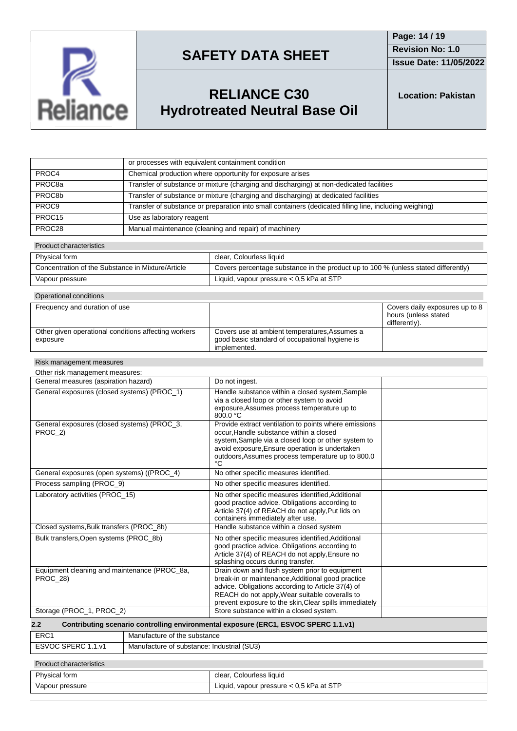|  | or processes with equivalent containment condition |
|---|---|
| PROC4 | Chemical production where opportunity for exposure arises |
| PROC8a | Transfer of substance or mixture (charging and discharging) at non-dedicated facilities |
| PROC8b | Transfer of substance or mixture (charging and discharging) at dedicated facilities |
| PROC9 | Transfer of substance or preparation into small containers (dedicated filling line, including weighing) |
| PROC15 | Use as laboratory reagent |
| PROC28 | Manual maintenance (cleaning and repair) of machinery |

Product characteristics

| Physical form | clear, Colourless liquid |
|---|---|
| Concentration of the Substance in Mixture/Article | Covers percentage substance in the product up to 100 % (unless stated differently) |
| Vapour pressure | Liquid, vapour pressure < 0,5 kPa at STP |

Operational conditions

| Frequency and duration of use |  | Covers daily exposures up to 8 hours (unless stated differently). |
|---|---|---|
| Other given operational conditions affecting workers exposure | Covers use at ambient temperatures,Assumes a good basic standard of occupational hygiene is implemented. |  |

Risk management measures

Other risk management measures:

| General measures (aspiration hazard) | Do not ingest. |  |
|---|---|---|
| General exposures (closed systems) (PROC_1) | Handle substance within a closed system,Sample via a closed loop or other system to avoid exposure,Assumes process temperature up to 800.0 °C |  |
| General exposures (closed systems) (PROC_3, PROC_2) | Provide extract ventilation to points where emissions occur,Handle substance within a closed system,Sample via a closed loop or other system to avoid exposure,Ensure operation is undertaken outdoors,Assumes process temperature up to 800.0 °C |  |
| General exposures (open systems) ((PROC_4) | No other specific measures identified. |  |
| Process sampling (PROC_9) | No other specific measures identified. |  |
| Laboratory activities (PROC_15) | No other specific measures identified,Additional good practice advice. Obligations according to Article 37(4) of REACH do not apply,Put lids on containers immediately after use. |  |
| Closed systems,Bulk transfers (PROC_8b) | Handle substance within a closed system |  |
| Bulk transfers,Open systems (PROC_8b) | No other specific measures identified,Additional good practice advice. Obligations according to Article 37(4) of REACH do not apply,Ensure no splashing occurs during transfer. |  |
| Equipment cleaning and maintenance (PROC_8a, PROC_28) | Drain down and flush system prior to equipment break-in or maintenance,Additional good practice advice. Obligations according to Article 37(4) of REACH do not apply,Wear suitable coveralls to prevent exposure to the skin,Clear spills immediately |  |
| Storage (PROC_1, PROC_2) | Store substance within a closed system. |  |

### 2.2 Contributing scenario controlling environmental exposure (ERC1, ESVOC SPERC 1.1.v1)

| ERC1 | Manufacture of the substance |
|---|---|
| ESVOC SPERC 1.1.v1 | Manufacture of substance: Industrial (SU3) |

Product characteristics

| Physical form | clear, Colourless liquid |
|---|---|
| Vapour pressure | Liquid, vapour pressure < 0,5 kPa at STP |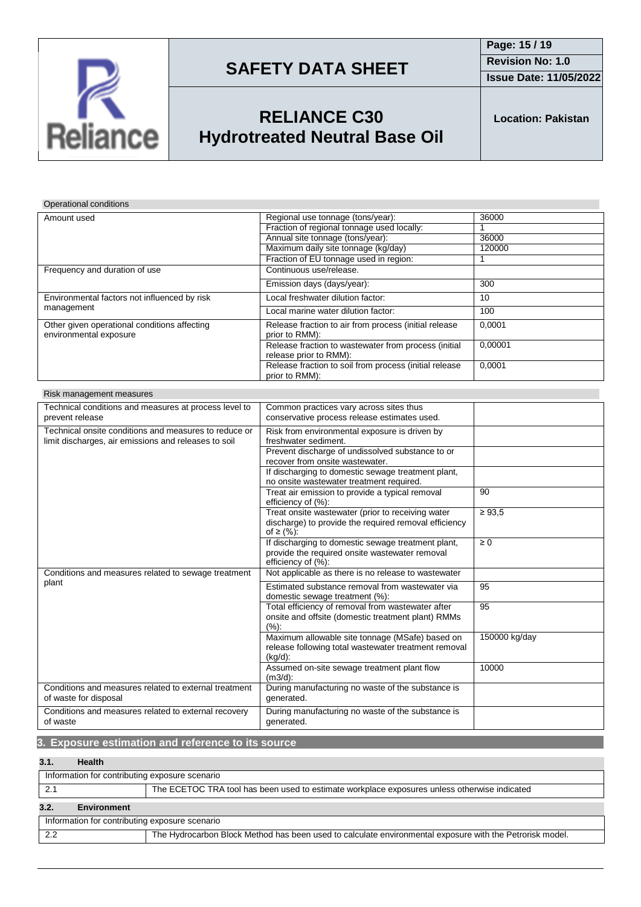Operational conditions

| | | |
|---|---|---|
| Amount used | Regional use tonnage (tons/year): | 36000 |
| | Fraction of regional tonnage used locally: | 1 |
| | Annual site tonnage (tons/year): | 36000 |
| | Maximum daily site tonnage (kg/day) | 120000 |
| | Fraction of EU tonnage used in region: | 1 |
| Frequency and duration of use | Continuous use/release. | |
| | Emission days (days/year): | 300 |
| Environmental factors not influenced by risk management | Local freshwater dilution factor: | 10 |
| | Local marine water dilution factor: | 100 |
| Other given operational conditions affecting environmental exposure | Release fraction to air from process (initial release prior to RMM): | 0,0001 |
| | Release fraction to wastewater from process (initial release prior to RMM): | 0,00001 |
| | Release fraction to soil from process (initial release prior to RMM): | 0,0001 |

Risk management measures

| | | |
|---|---|---|
| Technical conditions and measures at process level to prevent release | Common practices vary across sites thus conservative process release estimates used. | |
| Technical onsite conditions and measures to reduce or limit discharges, air emissions and releases to soil | Risk from environmental exposure is driven by freshwater sediment. | |
| | Prevent discharge of undissolved substance to or recover from onsite wastewater. | |
| | If discharging to domestic sewage treatment plant, no onsite wastewater treatment required. | |
| | Treat air emission to provide a typical removal efficiency of (%): | 90 |
| | Treat onsite wastewater (prior to receiving water discharge) to provide the required removal efficiency of ≥ (%): | ≥ 93,5 |
| | If discharging to domestic sewage treatment plant, provide the required onsite wastewater removal efficiency of (%): | ≥ 0 |
| Conditions and measures related to sewage treatment plant | Not applicable as there is no release to wastewater | |
| | Estimated substance removal from wastewater via domestic sewage treatment (%): | 95 |
| | Total efficiency of removal from wastewater after onsite and offsite (domestic treatment plant) RMMs (%): | 95 |
| | Maximum allowable site tonnage (MSafe) based on release following total wastewater treatment removal (kg/d): | 150000 kg/day |
| | Assumed on-site sewage treatment plant flow (m3/d): | 10000 |
| Conditions and measures related to external treatment of waste for disposal | During manufacturing no waste of the substance is generated. | |
| Conditions and measures related to external recovery of waste | During manufacturing no waste of the substance is generated. | |

## 3. Exposure estimation and reference to its source

### 3.1. Health

| Information for contributing exposure scenario | |
|---|---|
| 2.1 | The ECETOC TRA tool has been used to estimate workplace exposures unless otherwise indicated |

### 3.2. Environment

| Information for contributing exposure scenario | |
|---|---|
| 2.2 | The Hydrocarbon Block Method has been used to calculate environmental exposure with the Petrorisk model. |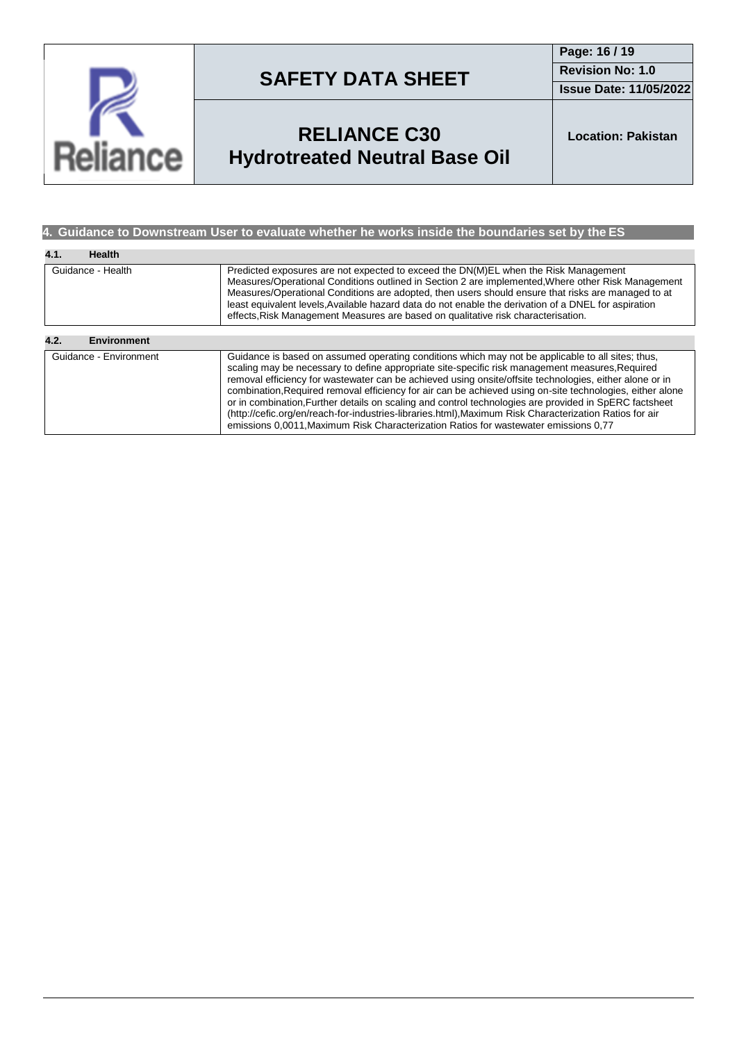## 4. Guidance to Downstream User to evaluate whether he works inside the boundaries set by the ES

### 4.1. Health

| | |
|---|---|
| Guidance - Health | Predicted exposures are not expected to exceed the DN(M)EL when the Risk Management Measures/Operational Conditions outlined in Section 2 are implemented,Where other Risk Management Measures/Operational Conditions are adopted, then users should ensure that risks are managed to at least equivalent levels,Available hazard data do not enable the derivation of a DNEL for aspiration effects,Risk Management Measures are based on qualitative risk characterisation. |

### 4.2. Environment

| | |
|---|---|
| Guidance - Environment | Guidance is based on assumed operating conditions which may not be applicable to all sites; thus, scaling may be necessary to define appropriate site-specific risk management measures,Required removal efficiency for wastewater can be achieved using onsite/offsite technologies, either alone or in combination,Required removal efficiency for air can be achieved using on-site technologies, either alone or in combination,Further details on scaling and control technologies are provided in SpERC factsheet (http://cefic.org/en/reach-for-industries-libraries.html),Maximum Risk Characterization Ratios for air emissions 0,0011,Maximum Risk Characterization Ratios for wastewater emissions 0,77 |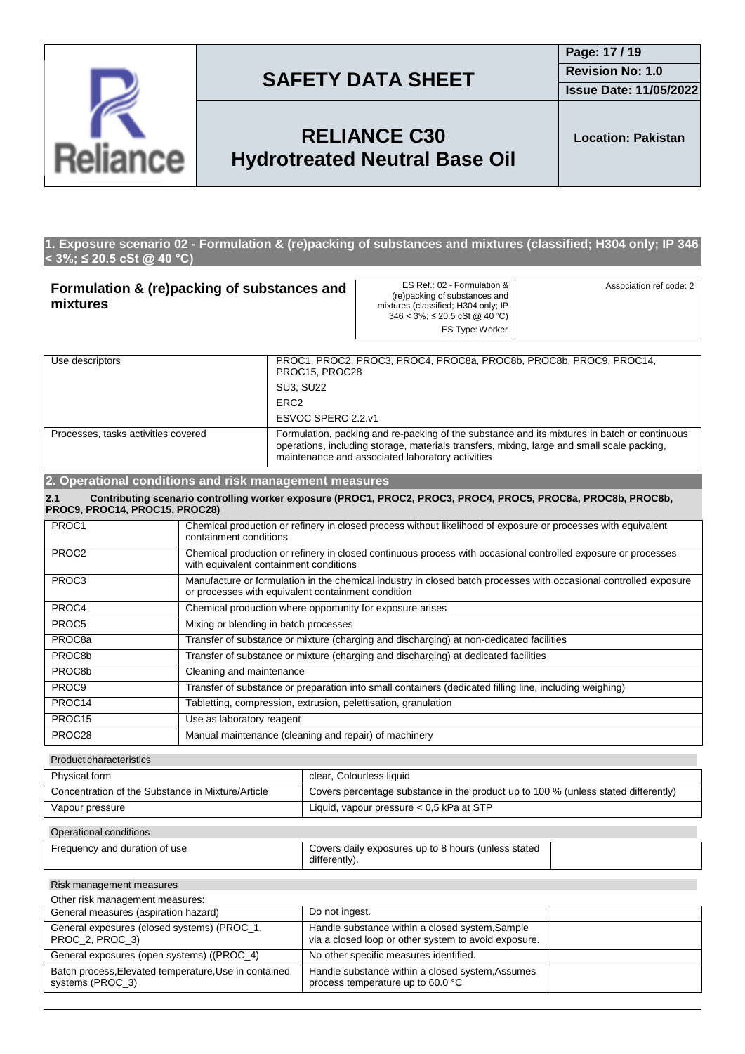## 1. Exposure scenario 02 - Formulation & (re)packing of substances and mixtures (classified; H304 only; IP 346 < 3%; ≤ 20.5 cSt @ 40 °C)

**Formulation & (re)packing of substances and mixtures**

| ES Ref.: 02 - Formulation & (re)packing of substances and mixtures (classified; H304 only; IP 346 < 3%; ≤ 20.5 cSt @ 40 °C) ES Type: Worker | Association ref code: 2 |
|---|---|

| Use descriptors | PROC1, PROC2, PROC3, PROC4, PROC8a, PROC8b, PROC8b, PROC9, PROC14, PROC15, PROC28<br>SU3, SU22<br>ERC2<br>ESVOC SPERC 2.2.v1 |
|---|---|
| Processes, tasks activities covered | Formulation, packing and re-packing of the substance and its mixtures in batch or continuous operations, including storage, materials transfers, mixing, large and small scale packing, maintenance and associated laboratory activities |

## 2. Operational conditions and risk management measures

**2.1 Contributing scenario controlling worker exposure (PROC1, PROC2, PROC3, PROC4, PROC5, PROC8a, PROC8b, PROC8b, PROC9, PROC14, PROC15, PROC28)**

| PROC1 | Chemical production or refinery in closed process without likelihood of exposure or processes with equivalent containment conditions |
|---|---|
| PROC2 | Chemical production or refinery in closed continuous process with occasional controlled exposure or processes with equivalent containment conditions |
| PROC3 | Manufacture or formulation in the chemical industry in closed batch processes with occasional controlled exposure or processes with equivalent containment condition |
| PROC4 | Chemical production where opportunity for exposure arises |
| PROC5 | Mixing or blending in batch processes |
| PROC8a | Transfer of substance or mixture (charging and discharging) at non-dedicated facilities |
| PROC8b | Transfer of substance or mixture (charging and discharging) at dedicated facilities |
| PROC8b | Cleaning and maintenance |
| PROC9 | Transfer of substance or preparation into small containers (dedicated filling line, including weighing) |
| PROC14 | Tabletting, compression, extrusion, pelettisation, granulation |
| PROC15 | Use as laboratory reagent |
| PROC28 | Manual maintenance (cleaning and repair) of machinery |

Product characteristics

| Physical form | clear, Colourless liquid |
|---|---|
| Concentration of the Substance in Mixture/Article | Covers percentage substance in the product up to 100 % (unless stated differently) |
| Vapour pressure | Liquid, vapour pressure < 0,5 kPa at STP |

Operational conditions

| Frequency and duration of use | Covers daily exposures up to 8 hours (unless stated differently). | |
|---|---|---|

Risk management measures

Other risk management measures:

| General measures (aspiration hazard) | Do not ingest. | |
|---|---|---|
| General exposures (closed systems) (PROC_1, PROC_2, PROC_3) | Handle substance within a closed system,Sample via a closed loop or other system to avoid exposure. | |
| General exposures (open systems) ((PROC_4) | No other specific measures identified. | |
| Batch process,Elevated temperature,Use in contained systems (PROC_3) | Handle substance within a closed system,Assumes process temperature up to 60.0 °C | |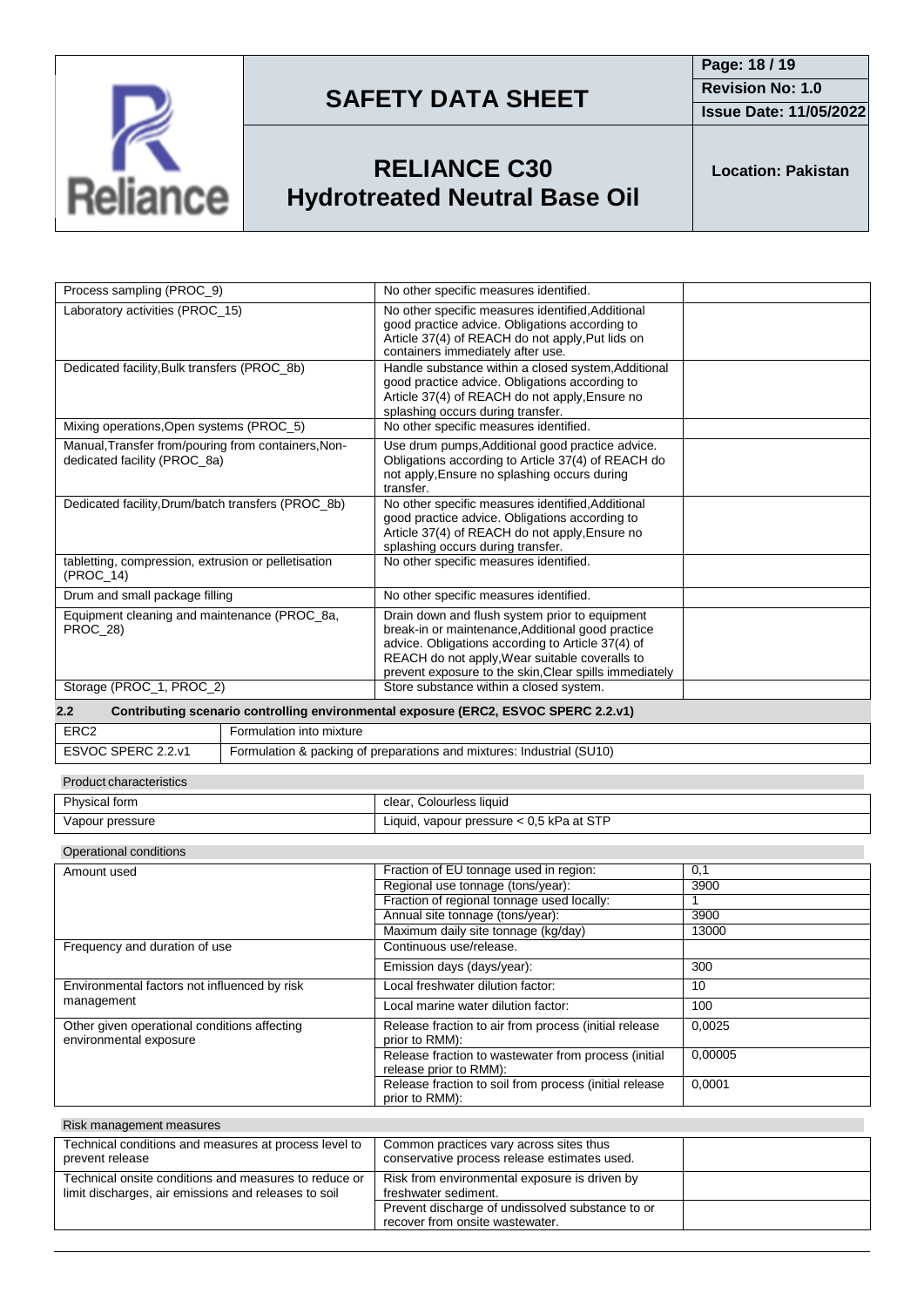| | | |
|---|---|---|
| Process sampling (PROC_9) | No other specific measures identified. | |
| Laboratory activities (PROC_15) | No other specific measures identified,Additional good practice advice. Obligations according to Article 37(4) of REACH do not apply,Put lids on containers immediately after use. | |
| Dedicated facility,Bulk transfers (PROC_8b) | Handle substance within a closed system,Additional good practice advice. Obligations according to Article 37(4) of REACH do not apply,Ensure no splashing occurs during transfer. | |
| Mixing operations,Open systems (PROC_5) | No other specific measures identified. | |
| Manual,Transfer from/pouring from containers,Non-dedicated facility (PROC_8a) | Use drum pumps,Additional good practice advice. Obligations according to Article 37(4) of REACH do not apply,Ensure no splashing occurs during transfer. | |
| Dedicated facility,Drum/batch transfers (PROC_8b) | No other specific measures identified,Additional good practice advice. Obligations according to Article 37(4) of REACH do not apply,Ensure no splashing occurs during transfer. | |
| tabletting, compression, extrusion or pelletisation (PROC_14) | No other specific measures identified. | |
| Drum and small package filling | No other specific measures identified. | |
| Equipment cleaning and maintenance (PROC_8a, PROC_28) | Drain down and flush system prior to equipment break-in or maintenance,Additional good practice advice. Obligations according to Article 37(4) of REACH do not apply,Wear suitable coveralls to prevent exposure to the skin,Clear spills immediately | |
| Storage (PROC_1, PROC_2) | Store substance within a closed system. | |

### 2.2 Contributing scenario controlling environmental exposure (ERC2, ESVOC SPERC 2.2.v1)

| | |
|---|---|
| ERC2 | Formulation into mixture |
| ESVOC SPERC 2.2.v1 | Formulation & packing of preparations and mixtures: Industrial (SU10) |

**Product characteristics**

| | |
|---|---|
| Physical form | clear, Colourless liquid |
| Vapour pressure | Liquid, vapour pressure < 0,5 kPa at STP |

**Operational conditions**

| | | |
|---|---|---|
| Amount used | Fraction of EU tonnage used in region: | 0,1 |
| | Regional use tonnage (tons/year): | 3900 |
| | Fraction of regional tonnage used locally: | 1 |
| | Annual site tonnage (tons/year): | 3900 |
| | Maximum daily site tonnage (kg/day) | 13000 |
| Frequency and duration of use | Continuous use/release. | |
| | Emission days (days/year): | 300 |
| Environmental factors not influenced by risk management | Local freshwater dilution factor: | 10 |
| | Local marine water dilution factor: | 100 |
| Other given operational conditions affecting environmental exposure | Release fraction to air from process (initial release prior to RMM): | 0,0025 |
| | Release fraction to wastewater from process (initial release prior to RMM): | 0,00005 |
| | Release fraction to soil from process (initial release prior to RMM): | 0,0001 |

**Risk management measures**

| | | |
|---|---|---|
| Technical conditions and measures at process level to prevent release | Common practices vary across sites thus conservative process release estimates used. | |
| Technical onsite conditions and measures to reduce or limit discharges, air emissions and releases to soil | Risk from environmental exposure is driven by freshwater sediment. | |
| | Prevent discharge of undissolved substance to or recover from onsite wastewater. | |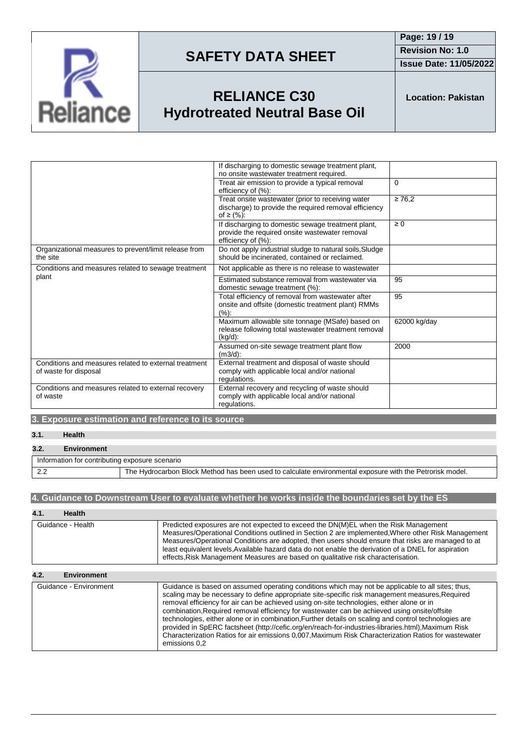| | | |
|---|---|---|
| | If discharging to domestic sewage treatment plant, no onsite wastewater treatment required. | |
| | Treat air emission to provide a typical removal efficiency of (%): | 0 |
| | Treat onsite wastewater (prior to receiving water discharge) to provide the required removal efficiency of ≥ (%): | ≥ 76,2 |
| | If discharging to domestic sewage treatment plant, provide the required onsite wastewater removal efficiency of (%): | ≥ 0 |
| Organizational measures to prevent/limit release from the site | Do not apply industrial sludge to natural soils,Sludge should be incinerated, contained or reclaimed. | |
| Conditions and measures related to sewage treatment plant | Not applicable as there is no release to wastewater | |
| | Estimated substance removal from wastewater via domestic sewage treatment (%): | 95 |
| | Total efficiency of removal from wastewater after onsite and offsite (domestic treatment plant) RMMs (%): | 95 |
| | Maximum allowable site tonnage (MSafe) based on release following total wastewater treatment removal (kg/d): | 62000 kg/day |
| | Assumed on-site sewage treatment plant flow (m3/d): | 2000 |
| Conditions and measures related to external treatment of waste for disposal | External treatment and disposal of waste should comply with applicable local and/or national regulations. | |
| Conditions and measures related to external recovery of waste | External recovery and recycling of waste should comply with applicable local and/or national regulations. | |

## 3. Exposure estimation and reference to its source

### 3.1. Health

### 3.2. Environment

| Information for contributing exposure scenario | |
|---|---|
| 2.2 | The Hydrocarbon Block Method has been used to calculate environmental exposure with the Petrorisk model. |

## 4. Guidance to Downstream User to evaluate whether he works inside the boundaries set by the ES

### 4.1. Health

| | |
|---|---|
| Guidance - Health | Predicted exposures are not expected to exceed the DN(M)EL when the Risk Management Measures/Operational Conditions outlined in Section 2 are implemented,Where other Risk Management Measures/Operational Conditions are adopted, then users should ensure that risks are managed to at least equivalent levels,Available hazard data do not enable the derivation of a DNEL for aspiration effects,Risk Management Measures are based on qualitative risk characterisation. |

### 4.2. Environment

| | |
|---|---|
| Guidance - Environment | Guidance is based on assumed operating conditions which may not be applicable to all sites; thus, scaling may be necessary to define appropriate site-specific risk management measures,Required removal efficiency for air can be achieved using on-site technologies, either alone or in combination,Required removal efficiency for wastewater can be achieved using onsite/offsite technologies, either alone or in combination,Further details on scaling and control technologies are provided in SpERC factsheet (http://cefic.org/en/reach-for-industries-libraries.html),Maximum Risk Characterization Ratios for air emissions 0,007,Maximum Risk Characterization Ratios for wastewater emissions 0,2 |